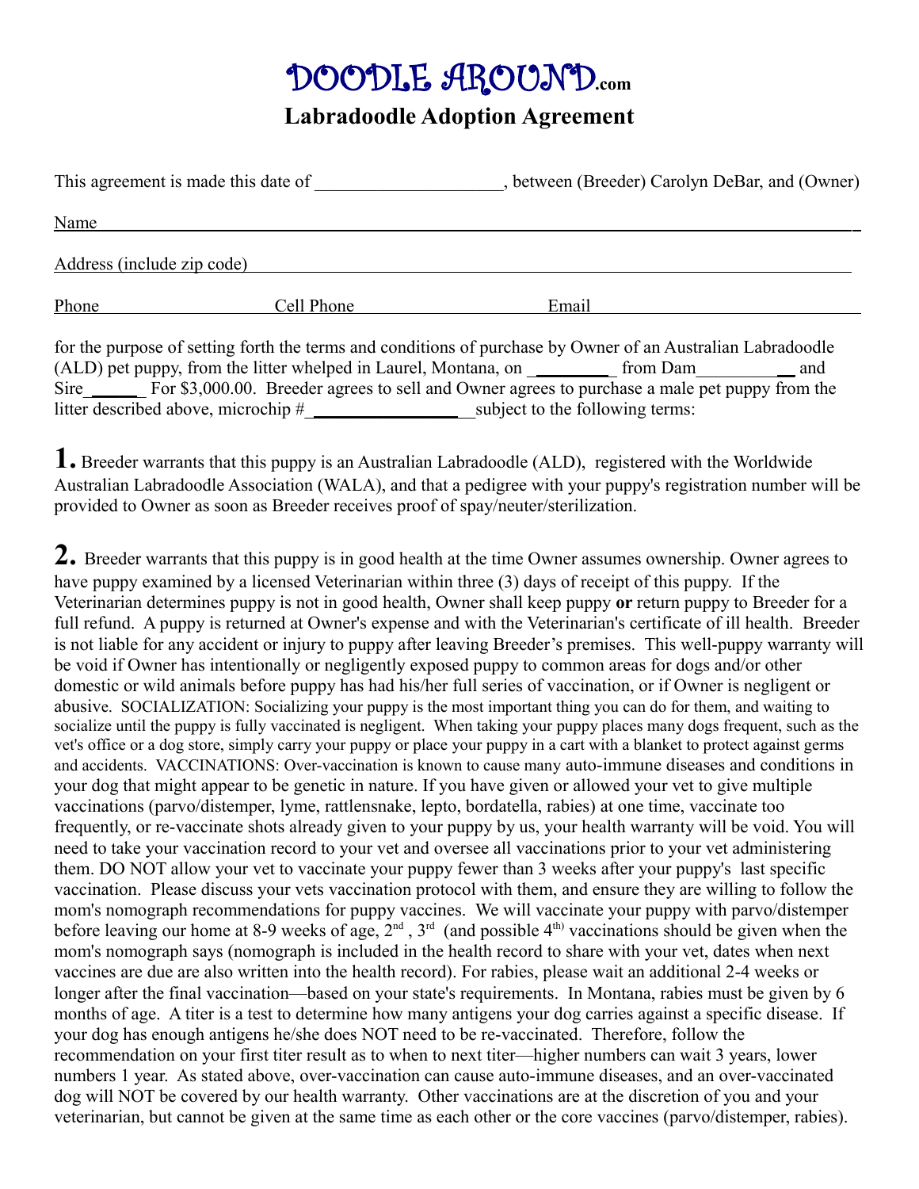# DOODLE AROUND.com

## Labradoodle Adoption Agreement

This agreement is made this date of ____________________, between (Breeder) Carolyn DeBar, and (Owner)

Name_______________________________________________________________________________

Address (include zip code)_____________________________________________________________

Phone____________________ Cell Phone____________________ Email__________________________

for the purpose of setting forth the terms and conditions of purchase by Owner of an Australian Labradoodle (ALD) pet puppy, from the litter whelped in Laurel, Montana, on _________ from Dam___________ and Sire______ For $3,000.00. Breeder agrees to sell and Owner agrees to purchase a male pet puppy from the litter described above, microchip #_________________subject to the following terms:

**1.** Breeder warrants that this puppy is an Australian Labradoodle (ALD), registered with the Worldwide Australian Labradoodle Association (WALA), and that a pedigree with your puppy's registration number will be provided to Owner as soon as Breeder receives proof of spay/neuter/sterilization.

**2.** Breeder warrants that this puppy is in good health at the time Owner assumes ownership. Owner agrees to have puppy examined by a licensed Veterinarian within three (3) days of receipt of this puppy. If the Veterinarian determines puppy is not in good health, Owner shall keep puppy **or** return puppy to Breeder for a full refund. A puppy is returned at Owner's expense and with the Veterinarian's certificate of ill health. Breeder is not liable for any accident or injury to puppy after leaving Breeder's premises. This well-puppy warranty will be void if Owner has intentionally or negligently exposed puppy to common areas for dogs and/or other domestic or wild animals before puppy has had his/her full series of vaccination, or if Owner is negligent or abusive. SOCIALIZATION: Socializing your puppy is the most important thing you can do for them, and waiting to socialize until the puppy is fully vaccinated is negligent. When taking your puppy places many dogs frequent, such as the vet's office or a dog store, simply carry your puppy or place your puppy in a cart with a blanket to protect against germs and accidents. VACCINATIONS: Over-vaccination is known to cause many auto-immune diseases and conditions in your dog that might appear to be genetic in nature. If you have given or allowed your vet to give multiple vaccinations (parvo/distemper, lyme, rattlensnake, lepto, bordatella, rabies) at one time, vaccinate too frequently, or re-vaccinate shots already given to your puppy by us, your health warranty will be void. You will need to take your vaccination record to your vet and oversee all vaccinations prior to your vet administering them. DO NOT allow your vet to vaccinate your puppy fewer than 3 weeks after your puppy's last specific vaccination. Please discuss your vets vaccination protocol with them, and ensure they are willing to follow the mom's nomograph recommendations for puppy vaccines. We will vaccinate your puppy with parvo/distemper before leaving our home at 8-9 weeks of age, 2nd, 3rd (and possible 4th) vaccinations should be given when the mom's nomograph says (nomograph is included in the health record to share with your vet, dates when next vaccines are due are also written into the health record). For rabies, please wait an additional 2-4 weeks or longer after the final vaccination—based on your state's requirements. In Montana, rabies must be given by 6 months of age. A titer is a test to determine how many antigens your dog carries against a specific disease. If your dog has enough antigens he/she does NOT need to be re-vaccinated. Therefore, follow the recommendation on your first titer result as to when to next titer—higher numbers can wait 3 years, lower numbers 1 year. As stated above, over-vaccination can cause auto-immune diseases, and an over-vaccinated dog will NOT be covered by our health warranty. Other vaccinations are at the discretion of you and your veterinarian, but cannot be given at the same time as each other or the core vaccines (parvo/distemper, rabies).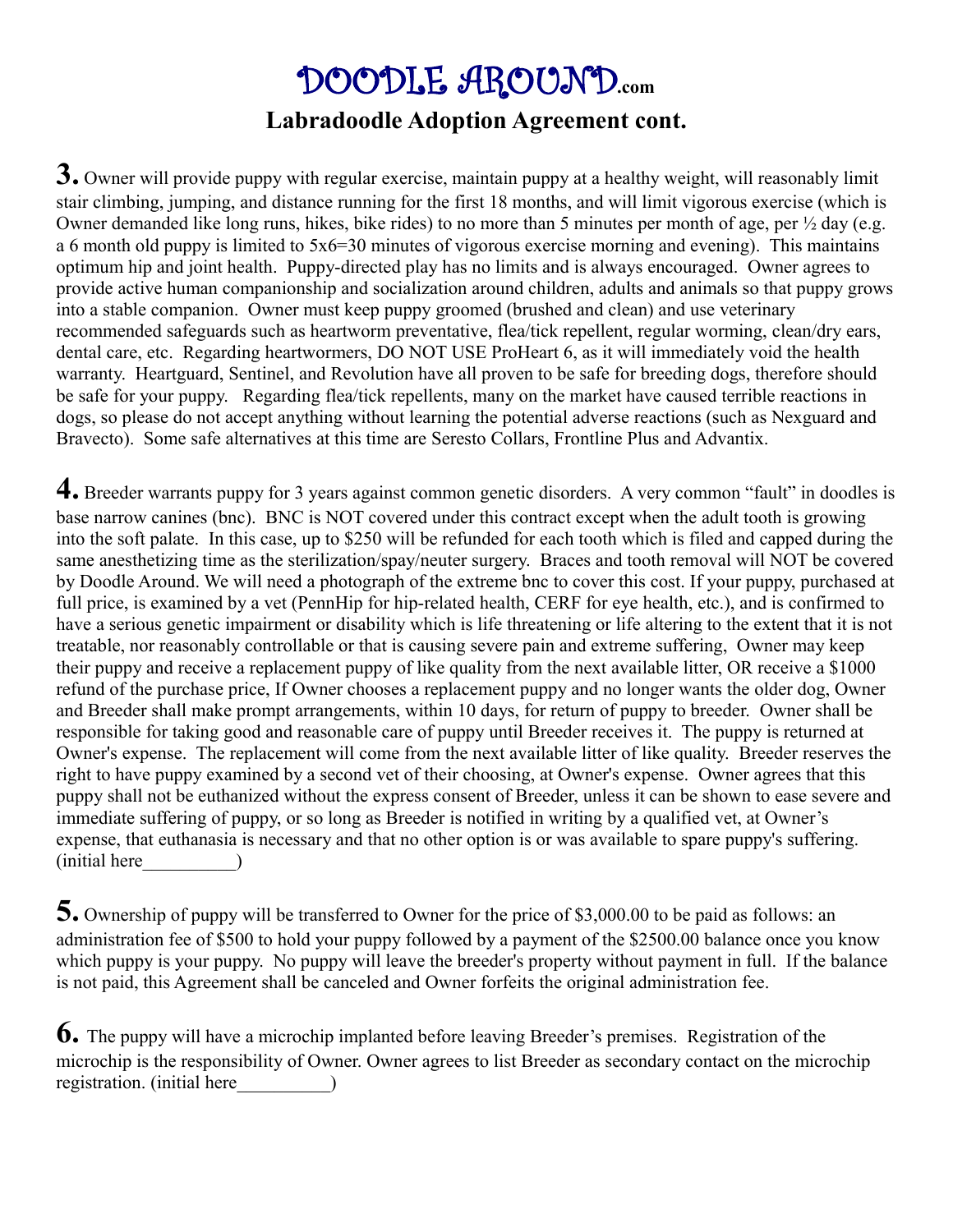# DOODLE AROUND.com

## Labradoodle Adoption Agreement cont.

**3.** Owner will provide puppy with regular exercise, maintain puppy at a healthy weight, will reasonably limit stair climbing, jumping, and distance running for the first 18 months, and will limit vigorous exercise (which is Owner demanded like long runs, hikes, bike rides) to no more than 5 minutes per month of age, per ½ day (e.g. a 6 month old puppy is limited to 5x6=30 minutes of vigorous exercise morning and evening). This maintains optimum hip and joint health. Puppy-directed play has no limits and is always encouraged. Owner agrees to provide active human companionship and socialization around children, adults and animals so that puppy grows into a stable companion. Owner must keep puppy groomed (brushed and clean) and use veterinary recommended safeguards such as heartworm preventative, flea/tick repellent, regular worming, clean/dry ears, dental care, etc. Regarding heartwormers, DO NOT USE ProHeart 6, as it will immediately void the health warranty. Heartguard, Sentinel, and Revolution have all proven to be safe for breeding dogs, therefore should be safe for your puppy. Regarding flea/tick repellents, many on the market have caused terrible reactions in dogs, so please do not accept anything without learning the potential adverse reactions (such as Nexguard and Bravecto). Some safe alternatives at this time are Seresto Collars, Frontline Plus and Advantix.

**4.** Breeder warrants puppy for 3 years against common genetic disorders. A very common "fault" in doodles is base narrow canines (bnc). BNC is NOT covered under this contract except when the adult tooth is growing into the soft palate. In this case, up to $250 will be refunded for each tooth which is filed and capped during the same anesthetizing time as the sterilization/spay/neuter surgery. Braces and tooth removal will NOT be covered by Doodle Around. We will need a photograph of the extreme bnc to cover this cost. If your puppy, purchased at full price, is examined by a vet (PennHip for hip-related health, CERF for eye health, etc.), and is confirmed to have a serious genetic impairment or disability which is life threatening or life altering to the extent that it is not treatable, nor reasonably controllable or that is causing severe pain and extreme suffering, Owner may keep their puppy and receive a replacement puppy of like quality from the next available litter, OR receive a $1000 refund of the purchase price, If Owner chooses a replacement puppy and no longer wants the older dog, Owner and Breeder shall make prompt arrangements, within 10 days, for return of puppy to breeder. Owner shall be responsible for taking good and reasonable care of puppy until Breeder receives it. The puppy is returned at Owner's expense. The replacement will come from the next available litter of like quality. Breeder reserves the right to have puppy examined by a second vet of their choosing, at Owner's expense. Owner agrees that this puppy shall not be euthanized without the express consent of Breeder, unless it can be shown to ease severe and immediate suffering of puppy, or so long as Breeder is notified in writing by a qualified vet, at Owner's expense, that euthanasia is necessary and that no other option is or was available to spare puppy's suffering. (initial here__________)

**5.** Ownership of puppy will be transferred to Owner for the price of $3,000.00 to be paid as follows: an administration fee of $500 to hold your puppy followed by a payment of the $2500.00 balance once you know which puppy is your puppy. No puppy will leave the breeder's property without payment in full. If the balance is not paid, this Agreement shall be canceled and Owner forfeits the original administration fee.

**6.** The puppy will have a microchip implanted before leaving Breeder's premises. Registration of the microchip is the responsibility of Owner. Owner agrees to list Breeder as secondary contact on the microchip registration. (initial here__________)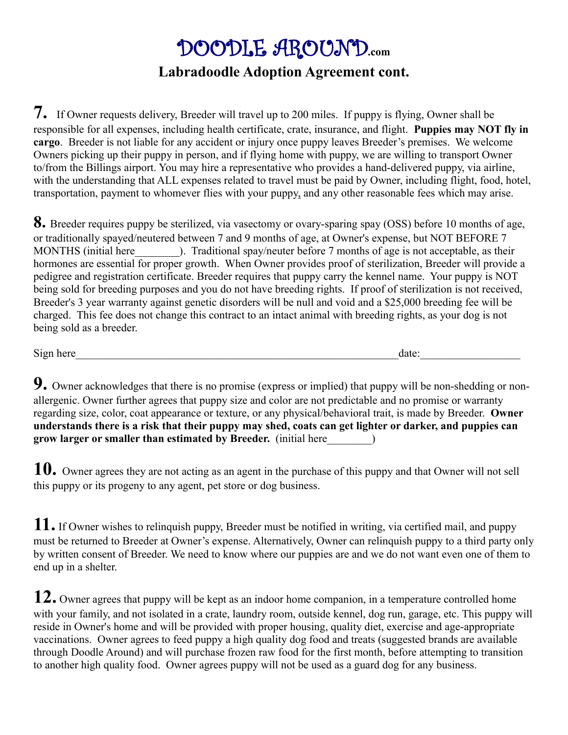# DOODLE AROUND.com

## Labradoodle Adoption Agreement cont.

**7.** If Owner requests delivery, Breeder will travel up to 200 miles. If puppy is flying, Owner shall be responsible for all expenses, including health certificate, crate, insurance, and flight. **Puppies may NOT fly in cargo**. Breeder is not liable for any accident or injury once puppy leaves Breeder's premises. We welcome Owners picking up their puppy in person, and if flying home with puppy, we are willing to transport Owner to/from the Billings airport. You may hire a representative who provides a hand-delivered puppy, via airline, with the understanding that ALL expenses related to travel must be paid by Owner, including flight, food, hotel, transportation, payment to whomever flies with your puppy, and any other reasonable fees which may arise.

**8.** Breeder requires puppy be sterilized, via vasectomy or ovary-sparing spay (OSS) before 10 months of age, or traditionally spayed/neutered between 7 and 9 months of age, at Owner's expense, but NOT BEFORE 7 MONTHS (initial here________). Traditional spay/neuter before 7 months of age is not acceptable, as their hormones are essential for proper growth. When Owner provides proof of sterilization, Breeder will provide a pedigree and registration certificate. Breeder requires that puppy carry the kennel name. Your puppy is NOT being sold for breeding purposes and you do not have breeding rights. If proof of sterilization is not received, Breeder's 3 year warranty against genetic disorders will be null and void and a $25,000 breeding fee will be charged. This fee does not change this contract to an intact animal with breeding rights, as your dog is not being sold as a breeder.

Sign here____________________________________________________________date:__________________

**9.** Owner acknowledges that there is no promise (express or implied) that puppy will be non-shedding or non-allergenic. Owner further agrees that puppy size and color are not predictable and no promise or warranty regarding size, color, coat appearance or texture, or any physical/behavioral trait, is made by Breeder. **Owner understands there is a risk that their puppy may shed, coats can get lighter or darker, and puppies can grow larger or smaller than estimated by Breeder.** (initial here________)

**10.** Owner agrees they are not acting as an agent in the purchase of this puppy and that Owner will not sell this puppy or its progeny to any agent, pet store or dog business.

**11.** If Owner wishes to relinquish puppy, Breeder must be notified in writing, via certified mail, and puppy must be returned to Breeder at Owner's expense. Alternatively, Owner can relinquish puppy to a third party only by written consent of Breeder. We need to know where our puppies are and we do not want even one of them to end up in a shelter.

**12.** Owner agrees that puppy will be kept as an indoor home companion, in a temperature controlled home with your family, and not isolated in a crate, laundry room, outside kennel, dog run, garage, etc. This puppy will reside in Owner's home and will be provided with proper housing, quality diet, exercise and age-appropriate vaccinations. Owner agrees to feed puppy a high quality dog food and treats (suggested brands are available through Doodle Around) and will purchase frozen raw food for the first month, before attempting to transition to another high quality food. Owner agrees puppy will not be used as a guard dog for any business.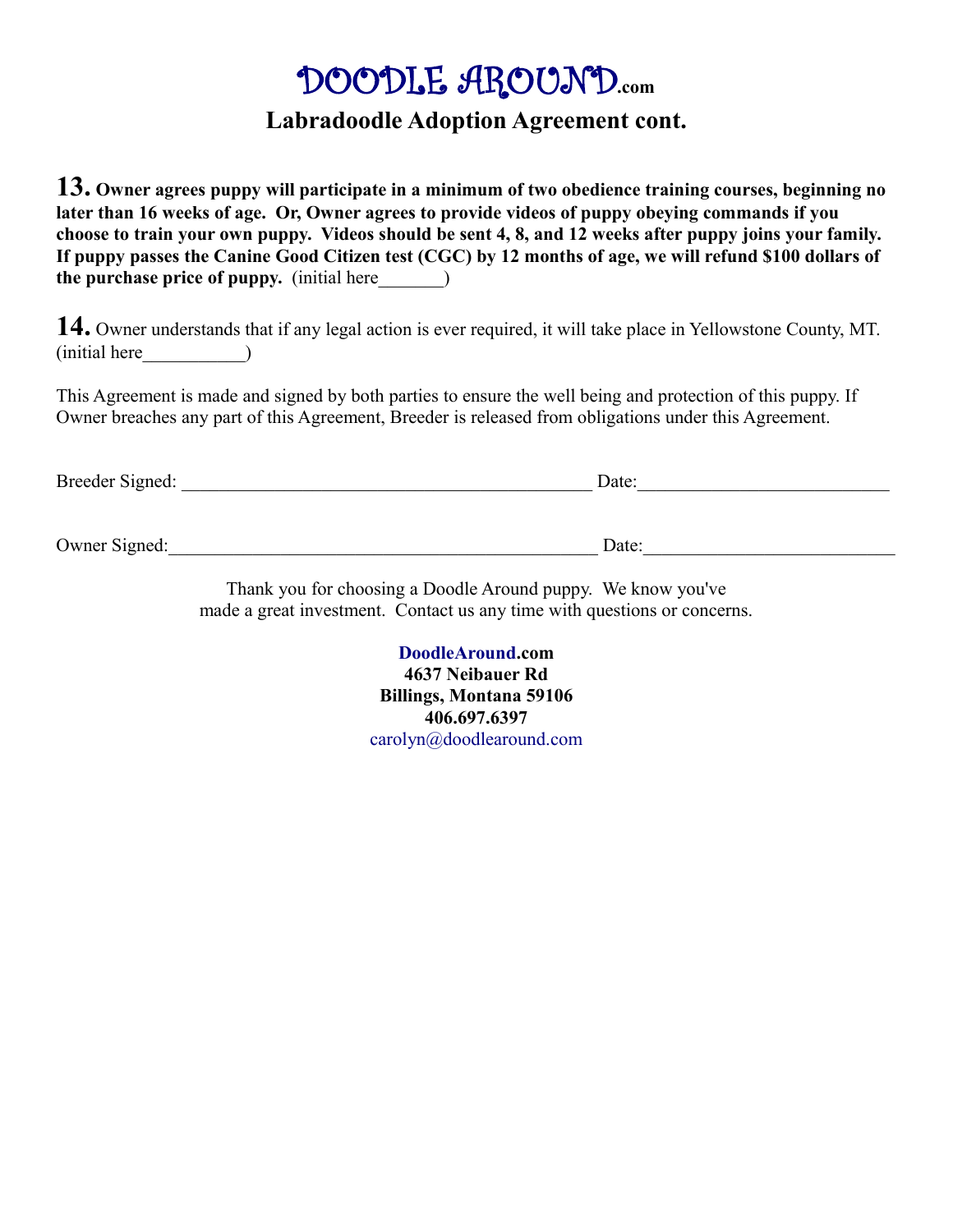# DOODLE AROUND.com

## Labradoodle Adoption Agreement cont.

**13. Owner agrees puppy will participate in a minimum of two obedience training courses, beginning no later than 16 weeks of age. Or, Owner agrees to provide videos of puppy obeying commands if you choose to train your own puppy. Videos should be sent 4, 8, and 12 weeks after puppy joins your family. If puppy passes the Canine Good Citizen test (CGC) by 12 months of age, we will refund $100 dollars of the purchase price of puppy.** (initial here_______)

**14.** Owner understands that if any legal action is ever required, it will take place in Yellowstone County, MT. (initial here___________)

This Agreement is made and signed by both parties to ensure the well being and protection of this puppy. If Owner breaches any part of this Agreement, Breeder is released from obligations under this Agreement.

Breeder Signed: ____________________________________________ Date:___________________________

Owner Signed:_______________________________________________ Date:___________________________

Thank you for choosing a Doodle Around puppy. We know you've made a great investment. Contact us any time with questions or concerns.

**DoodleAround.com**
**4637 Neibauer Rd**
**Billings, Montana 59106**
**406.697.6397**
carolyn@doodlearound.com